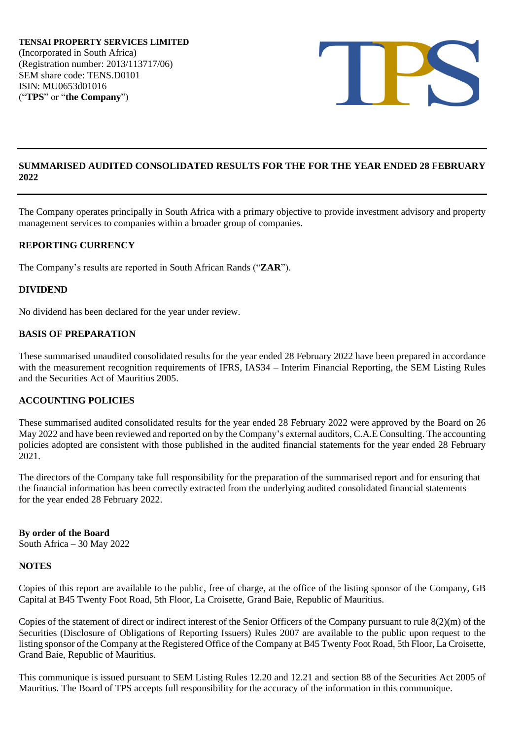**TENSAI PROPERTY SERVICES LIMITED**
(Incorporated in South Africa)
(Registration number: 2013/113717/06)
SEM share code: TENS.D0101
ISIN: MU0653d01016
("**TPS**" or "**the Company**")

---

## SUMMARISED AUDITED CONSOLIDATED RESULTS FOR THE FOR THE YEAR ENDED 28 FEBRUARY 2022

---

The Company operates principally in South Africa with a primary objective to provide investment advisory and property management services to companies within a broader group of companies.

### REPORTING CURRENCY

The Company's results are reported in South African Rands ("**ZAR**").

### DIVIDEND

No dividend has been declared for the year under review.

### BASIS OF PREPARATION

These summarised unaudited consolidated results for the year ended 28 February 2022 have been prepared in accordance with the measurement recognition requirements of IFRS, IAS34 – Interim Financial Reporting, the SEM Listing Rules and the Securities Act of Mauritius 2005.

### ACCOUNTING POLICIES

These summarised audited consolidated results for the year ended 28 February 2022 were approved by the Board on 26 May 2022 and have been reviewed and reported on by the Company's external auditors, C.A.E Consulting. The accounting policies adopted are consistent with those published in the audited financial statements for the year ended 28 February 2021.

The directors of the Company take full responsibility for the preparation of the summarised report and for ensuring that the financial information has been correctly extracted from the underlying audited consolidated financial statements for the year ended 28 February 2022.

**By order of the Board**
South Africa – 30 May 2022

### NOTES

Copies of this report are available to the public, free of charge, at the office of the listing sponsor of the Company, GB Capital at B45 Twenty Foot Road, 5th Floor, La Croisette, Grand Baie, Republic of Mauritius.

Copies of the statement of direct or indirect interest of the Senior Officers of the Company pursuant to rule 8(2)(m) of the Securities (Disclosure of Obligations of Reporting Issuers) Rules 2007 are available to the public upon request to the listing sponsor of the Company at the Registered Office of the Company at B45 Twenty Foot Road, 5th Floor, La Croisette, Grand Baie, Republic of Mauritius.

This communique is issued pursuant to SEM Listing Rules 12.20 and 12.21 and section 88 of the Securities Act 2005 of Mauritius. The Board of TPS accepts full responsibility for the accuracy of the information in this communique.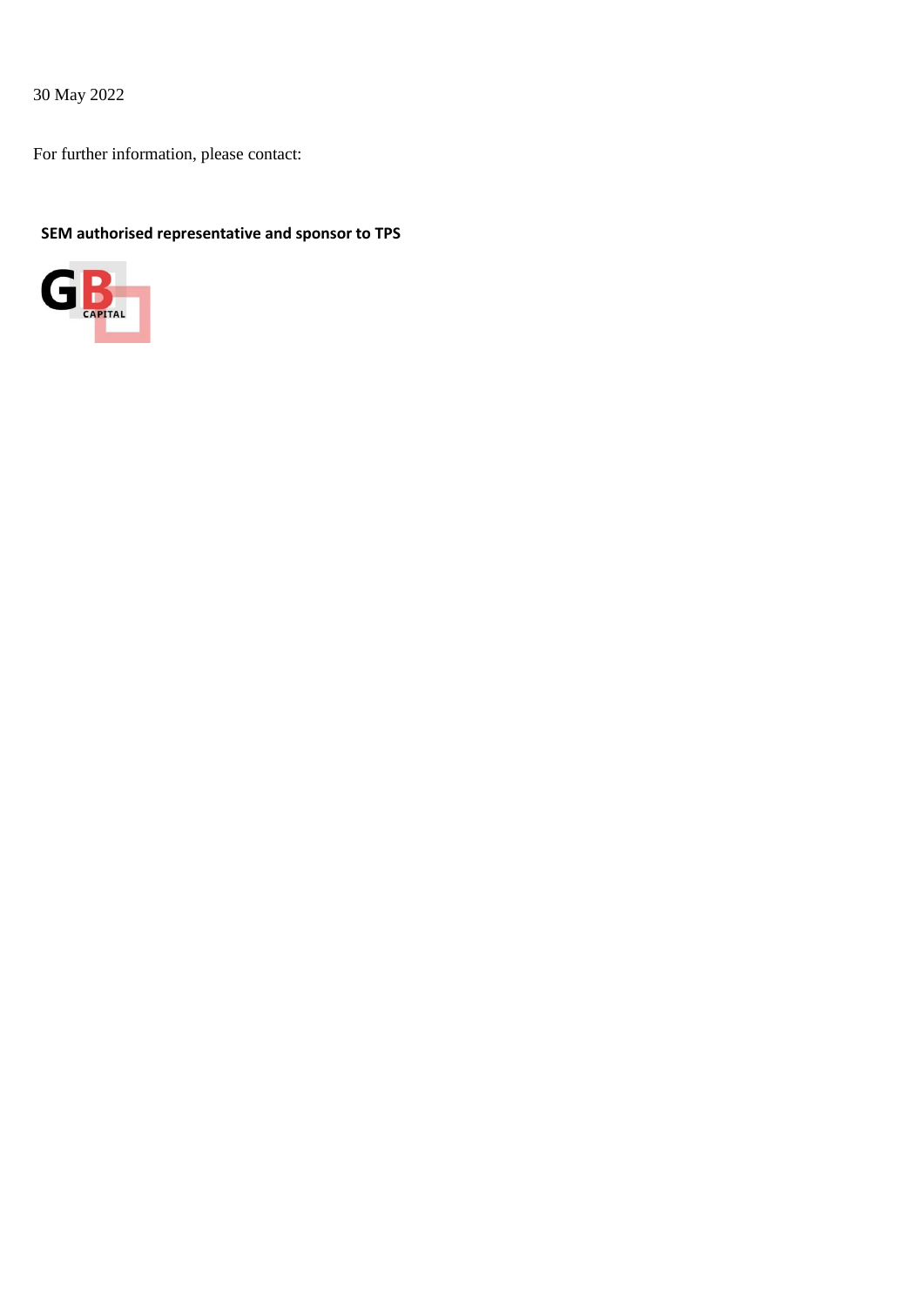30 May 2022

For further information, please contact:

**SEM authorised representative and sponsor to TPS**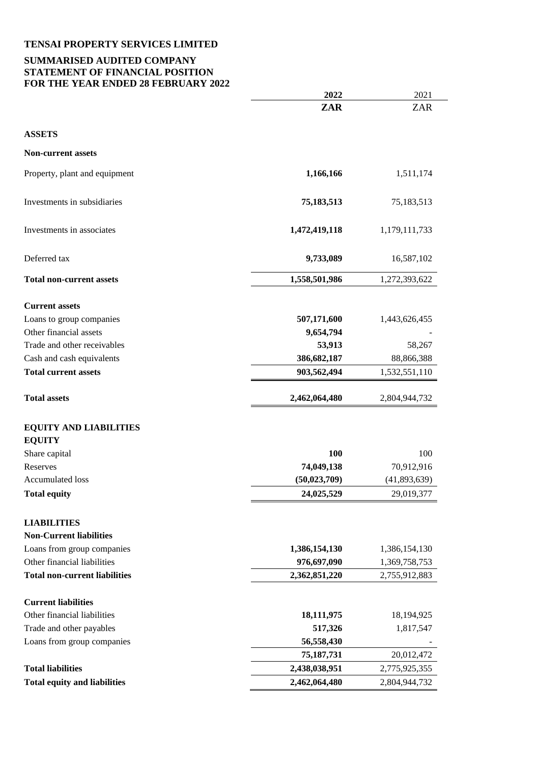**TENSAI PROPERTY SERVICES LIMITED**

**SUMMARISED AUDITED COMPANY STATEMENT OF FINANCIAL POSITION FOR THE YEAR ENDED 28 FEBRUARY 2022**

| | **2022** | 2021 |
|---|---|---|
| | **ZAR** | ZAR |
| **ASSETS** | | |
| **Non-current assets** | | |
| Property, plant and equipment | **1,166,166** | 1,511,174 |
| Investments in subsidiaries | **75,183,513** | 75,183,513 |
| Investments in associates | **1,472,419,118** | 1,179,111,733 |
| Deferred tax | **9,733,089** | 16,587,102 |
| **Total non-current assets** | **1,558,501,986** | 1,272,393,622 |
| **Current assets** | | |
| Loans to group companies | **507,171,600** | 1,443,626,455 |
| Other financial assets | **9,654,794** | - |
| Trade and other receivables | **53,913** | 58,267 |
| Cash and cash equivalents | **386,682,187** | 88,866,388 |
| **Total current assets** | **903,562,494** | 1,532,551,110 |
| **Total assets** | **2,462,064,480** | 2,804,944,732 |
| **EQUITY AND LIABILITIES** | | |
| **EQUITY** | | |
| Share capital | **100** | 100 |
| Reserves | **74,049,138** | 70,912,916 |
| Accumulated loss | **(50,023,709)** | (41,893,639) |
| **Total equity** | **24,025,529** | 29,019,377 |
| **LIABILITIES** | | |
| **Non-Current liabilities** | | |
| Loans from group companies | **1,386,154,130** | 1,386,154,130 |
| Other financial liabilities | **976,697,090** | 1,369,758,753 |
| **Total non-current liabilities** | **2,362,851,220** | 2,755,912,883 |
| **Current liabilities** | | |
| Other financial liabilities | **18,111,975** | 18,194,925 |
| Trade and other payables | **517,326** | 1,817,547 |
| Loans from group companies | **56,558,430** | - |
| | **75,187,731** | 20,012,472 |
| **Total liabilities** | **2,438,038,951** | 2,775,925,355 |
| **Total equity and liabilities** | **2,462,064,480** | 2,804,944,732 |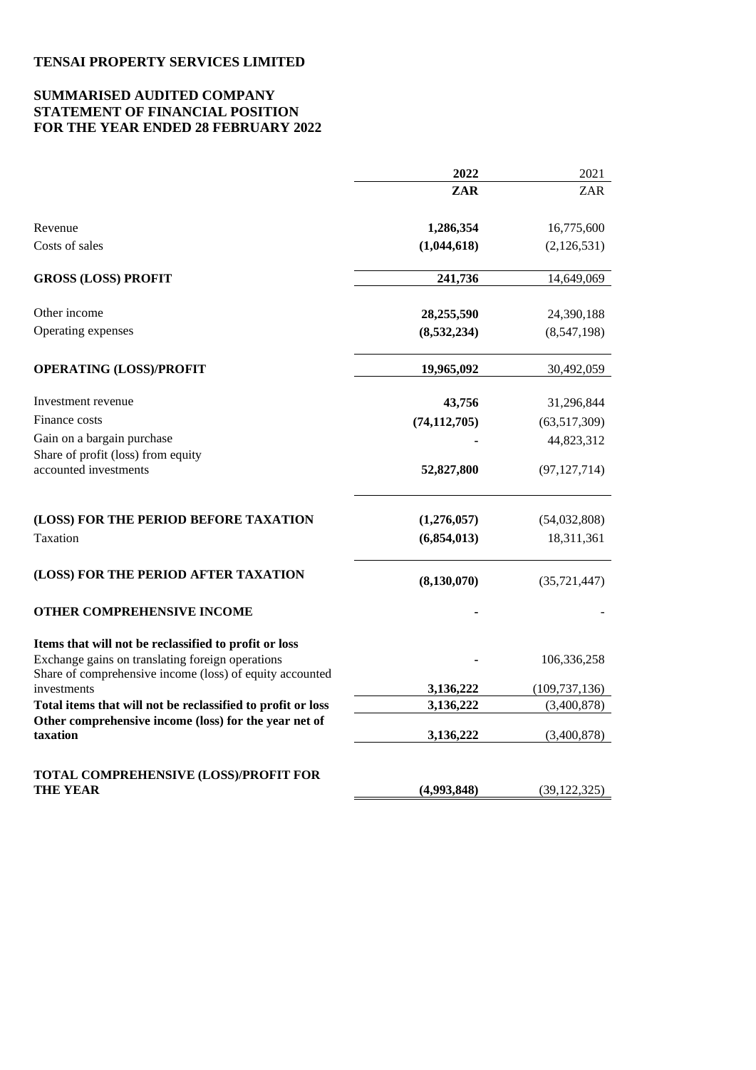# TENSAI PROPERTY SERVICES LIMITED

## SUMMARISED AUDITED COMPANY STATEMENT OF FINANCIAL POSITION FOR THE YEAR ENDED 28 FEBRUARY 2022

| | **2022** | 2021 |
|---|---|---|
| | **ZAR** | ZAR |
| Revenue | **1,286,354** | 16,775,600 |
| Costs of sales | **(1,044,618)** | (2,126,531) |
| **GROSS (LOSS) PROFIT** | **241,736** | 14,649,069 |
| Other income | **28,255,590** | 24,390,188 |
| Operating expenses | **(8,532,234)** | (8,547,198) |
| **OPERATING (LOSS)/PROFIT** | **19,965,092** | 30,492,059 |
| Investment revenue | **43,756** | 31,296,844 |
| Finance costs | **(74,112,705)** | (63,517,309) |
| Gain on a bargain purchase | **-** | 44,823,312 |
| Share of profit (loss) from equity accounted investments | **52,827,800** | (97,127,714) |
| **(LOSS) FOR THE PERIOD BEFORE TAXATION** | **(1,276,057)** | (54,032,808) |
| Taxation | **(6,854,013)** | 18,311,361 |
| **(LOSS) FOR THE PERIOD AFTER TAXATION** | **(8,130,070)** | (35,721,447) |
| **OTHER COMPREHENSIVE INCOME** | **-** | - |
| **Items that will not be reclassified to profit or loss** | | |
| Exchange gains on translating foreign operations | **-** | 106,336,258 |
| Share of comprehensive income (loss) of equity accounted investments | **3,136,222** | (109,737,136) |
| **Total items that will not be reclassified to profit or loss** | **3,136,222** | (3,400,878) |
| **Other comprehensive income (loss) for the year net of taxation** | **3,136,222** | (3,400,878) |
| **TOTAL COMPREHENSIVE (LOSS)/PROFIT FOR THE YEAR** | **(4,993,848)** | (39,122,325) |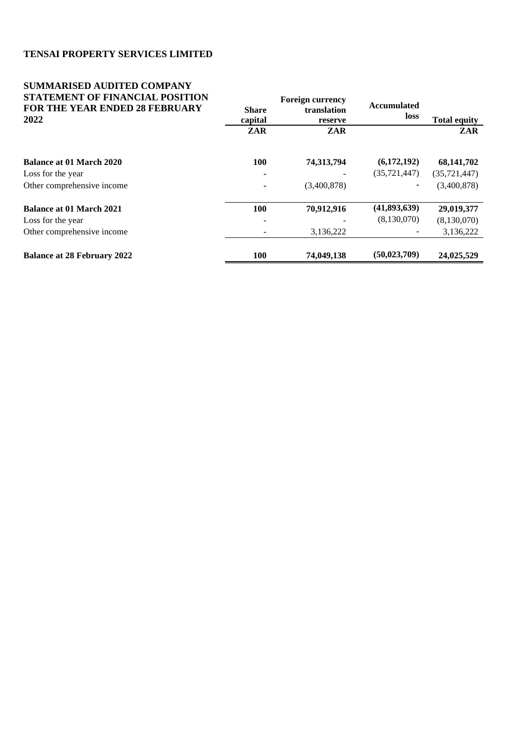**TENSAI PROPERTY SERVICES LIMITED**

**SUMMARISED AUDITED COMPANY STATEMENT OF FINANCIAL POSITION FOR THE YEAR ENDED 28 FEBRUARY 2022**

| | Share capital | Foreign currency translation reserve | Accumulated loss | Total equity |
|---|---|---|---|---|
| | ZAR | ZAR | | ZAR |
| **Balance at 01 March 2020** | **100** | **74,313,794** | **(6,172,192)** | **68,141,702** |
| Loss for the year | - | - | (35,721,447) | (35,721,447) |
| Other comprehensive income | - | (3,400,878) | - | (3,400,878) |
| **Balance at 01 March 2021** | **100** | **70,912,916** | **(41,893,639)** | **29,019,377** |
| Loss for the year | - | - | (8,130,070) | (8,130,070) |
| Other comprehensive income | - | 3,136,222 | - | 3,136,222 |
| **Balance at 28 February 2022** | **100** | **74,049,138** | **(50,023,709)** | **24,025,529** |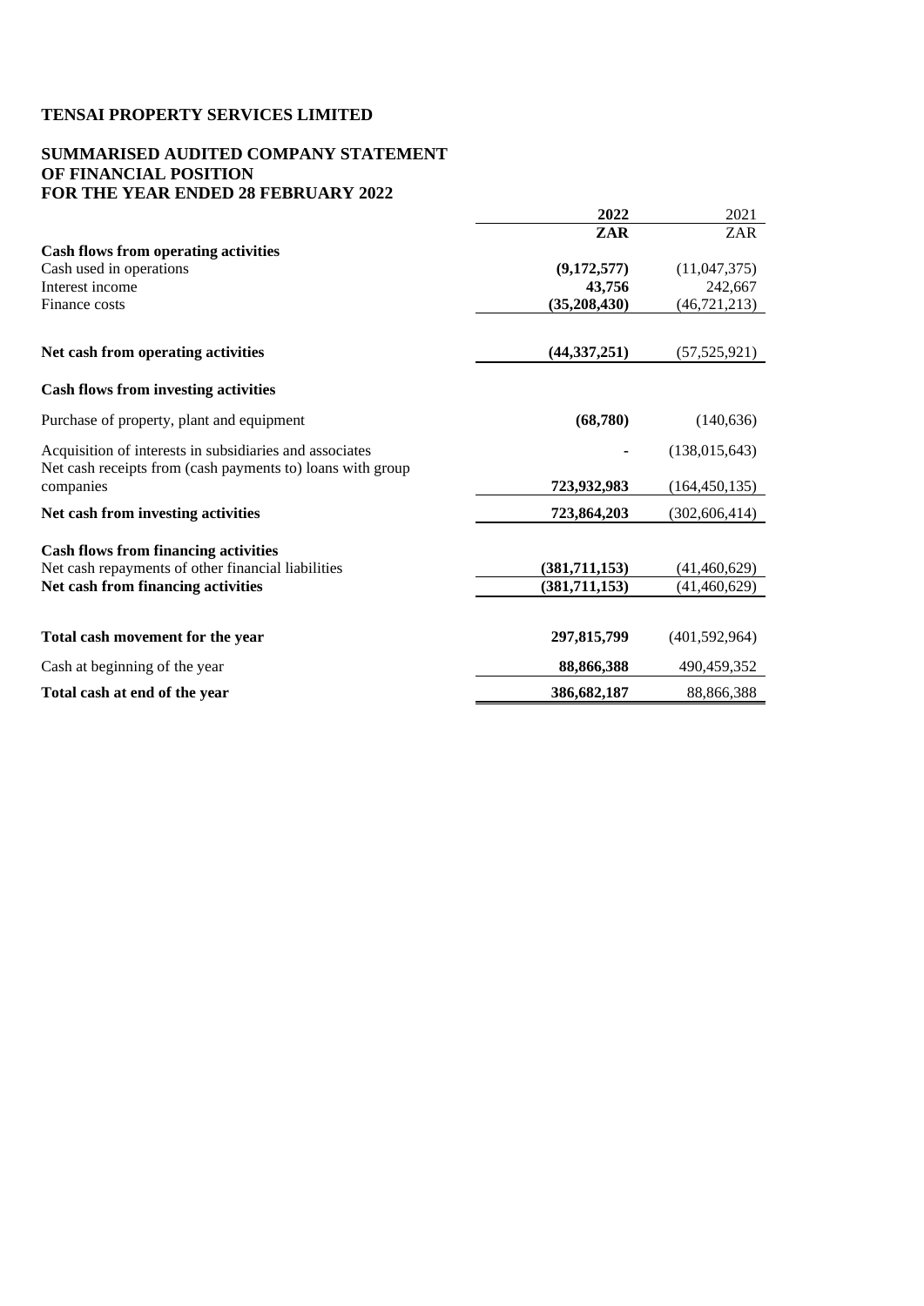# TENSAI PROPERTY SERVICES LIMITED

## SUMMARISED AUDITED COMPANY STATEMENT OF FINANCIAL POSITION FOR THE YEAR ENDED 28 FEBRUARY 2022

| | **2022** | 2021 |
|---|---|---|
| | **ZAR** | ZAR |
| **Cash flows from operating activities** | | |
| Cash used in operations | **(9,172,577)** | (11,047,375) |
| Interest income | **43,756** | 242,667 |
| Finance costs | **(35,208,430)** | (46,721,213) |
| **Net cash from operating activities** | **(44,337,251)** | (57,525,921) |
| **Cash flows from investing activities** | | |
| Purchase of property, plant and equipment | **(68,780)** | (140,636) |
| Acquisition of interests in subsidiaries and associates | **-** | (138,015,643) |
| Net cash receipts from (cash payments to) loans with group companies | **723,932,983** | (164,450,135) |
| **Net cash from investing activities** | **723,864,203** | (302,606,414) |
| **Cash flows from financing activities** | | |
| Net cash repayments of other financial liabilities | **(381,711,153)** | (41,460,629) |
| **Net cash from financing activities** | **(381,711,153)** | (41,460,629) |
| **Total cash movement for the year** | **297,815,799** | (401,592,964) |
| Cash at beginning of the year | **88,866,388** | 490,459,352 |
| **Total cash at end of the year** | **386,682,187** | 88,866,388 |